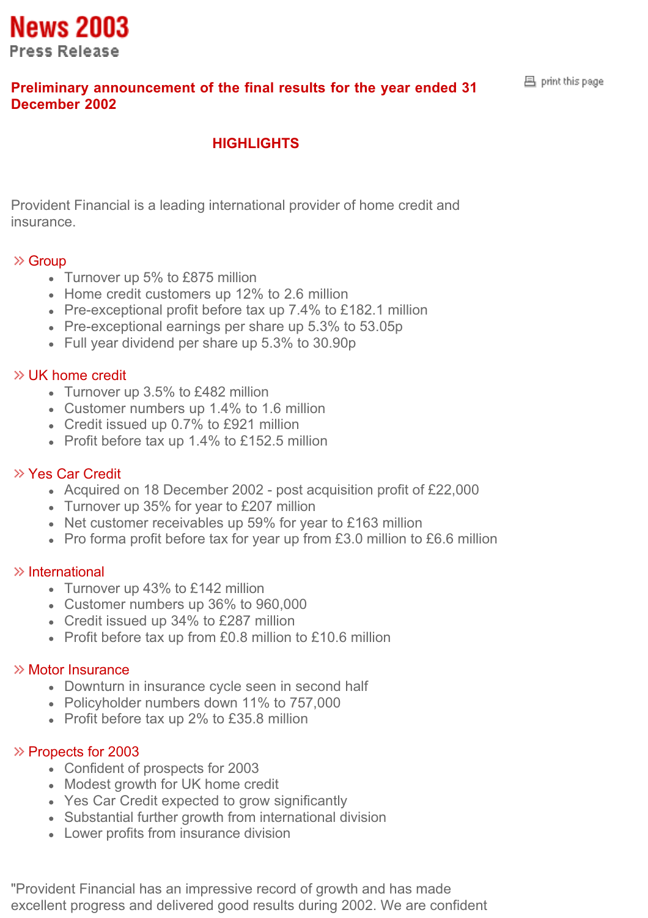# News 2003

## Press Release

### Preliminary announcement of the final results for the year ended 31 December 2002

## HIGHLIGHTS

Provident Financial is a leading international provider of home credit and insurance.

**Group**

- Turnover up 5% to £875 million
- Home credit customers up 12% to 2.6 million
- Pre-exceptional profit before tax up 7.4% to £182.1 million
- Pre-exceptional earnings per share up 5.3% to 53.05p
- Full year dividend per share up 5.3% to 30.90p

**UK home credit**

- Turnover up 3.5% to £482 million
- Customer numbers up 1.4% to 1.6 million
- Credit issued up 0.7% to £921 million
- Profit before tax up 1.4% to £152.5 million

**Yes Car Credit**

- Acquired on 18 December 2002 - post acquisition profit of £22,000
- Turnover up 35% for year to £207 million
- Net customer receivables up 59% for year to £163 million
- Pro forma profit before tax for year up from £3.0 million to £6.6 million

**International**

- Turnover up 43% to £142 million
- Customer numbers up 36% to 960,000
- Credit issued up 34% to £287 million
- Profit before tax up from £0.8 million to £10.6 million

**Motor Insurance**

- Downturn in insurance cycle seen in second half
- Policyholder numbers down 11% to 757,000
- Profit before tax up 2% to £35.8 million

**Projects for 2003**

- Confident of prospects for 2003
- Modest growth for UK home credit
- Yes Car Credit expected to grow significantly
- Substantial further growth from international division
- Lower profits from insurance division

"Provident Financial has an impressive record of growth and has made excellent progress and delivered good results during 2002. We are confident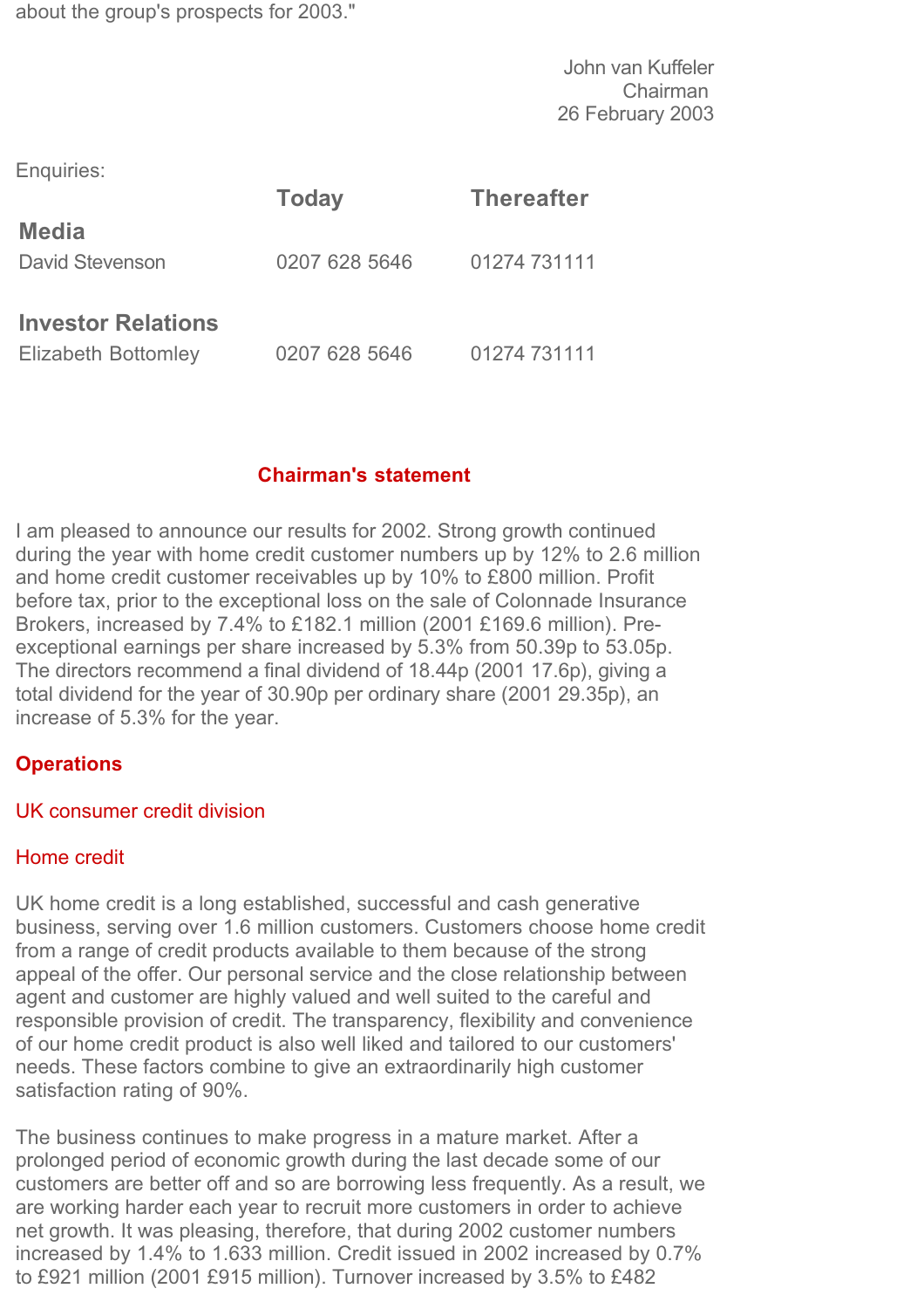about the group's prospects for 2003."

John van Kuffeler
Chairman
26 February 2003

Enquiries:

| | Today | Thereafter |
|---|---|---|
| **Media** | | |
| David Stevenson | 0207 628 5646 | 01274 731111 |
| **Investor Relations** | | |
| Elizabeth Bottomley | 0207 628 5646 | 01274 731111 |

## Chairman's statement

I am pleased to announce our results for 2002. Strong growth continued during the year with home credit customer numbers up by 12% to 2.6 million and home credit customer receivables up by 10% to £800 million. Profit before tax, prior to the exceptional loss on the sale of Colonnade Insurance Brokers, increased by 7.4% to £182.1 million (2001 £169.6 million). Pre-exceptional earnings per share increased by 5.3% from 50.39p to 53.05p. The directors recommend a final dividend of 18.44p (2001 17.6p), giving a total dividend for the year of 30.90p per ordinary share (2001 29.35p), an increase of 5.3% for the year.

### Operations

#### UK consumer credit division

#### Home credit

UK home credit is a long established, successful and cash generative business, serving over 1.6 million customers. Customers choose home credit from a range of credit products available to them because of the strong appeal of the offer. Our personal service and the close relationship between agent and customer are highly valued and well suited to the careful and responsible provision of credit. The transparency, flexibility and convenience of our home credit product is also well liked and tailored to our customers' needs. These factors combine to give an extraordinarily high customer satisfaction rating of 90%.

The business continues to make progress in a mature market. After a prolonged period of economic growth during the last decade some of our customers are better off and so are borrowing less frequently. As a result, we are working harder each year to recruit more customers in order to achieve net growth. It was pleasing, therefore, that during 2002 customer numbers increased by 1.4% to 1.633 million. Credit issued in 2002 increased by 0.7% to £921 million (2001 £915 million). Turnover increased by 3.5% to £482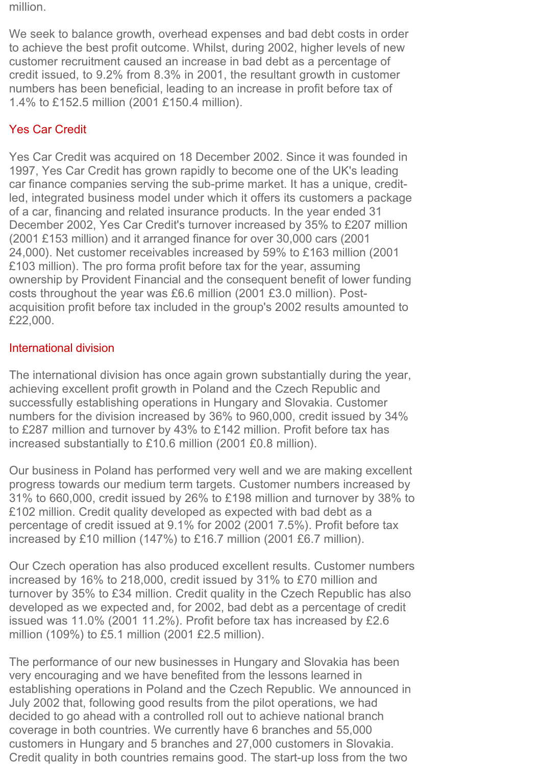million.

We seek to balance growth, overhead expenses and bad debt costs in order to achieve the best profit outcome. Whilst, during 2002, higher levels of new customer recruitment caused an increase in bad debt as a percentage of credit issued, to 9.2% from 8.3% in 2001, the resultant growth in customer numbers has been beneficial, leading to an increase in profit before tax of 1.4% to £152.5 million (2001 £150.4 million).

## Yes Car Credit

Yes Car Credit was acquired on 18 December 2002. Since it was founded in 1997, Yes Car Credit has grown rapidly to become one of the UK's leading car finance companies serving the sub-prime market. It has a unique, credit-led, integrated business model under which it offers its customers a package of a car, financing and related insurance products. In the year ended 31 December 2002, Yes Car Credit's turnover increased by 35% to £207 million (2001 £153 million) and it arranged finance for over 30,000 cars (2001 24,000). Net customer receivables increased by 59% to £163 million (2001 £103 million). The pro forma profit before tax for the year, assuming ownership by Provident Financial and the consequent benefit of lower funding costs throughout the year was £6.6 million (2001 £3.0 million). Post-acquisition profit before tax included in the group's 2002 results amounted to £22,000.

## International division

The international division has once again grown substantially during the year, achieving excellent profit growth in Poland and the Czech Republic and successfully establishing operations in Hungary and Slovakia. Customer numbers for the division increased by 36% to 960,000, credit issued by 34% to £287 million and turnover by 43% to £142 million. Profit before tax has increased substantially to £10.6 million (2001 £0.8 million).

Our business in Poland has performed very well and we are making excellent progress towards our medium term targets. Customer numbers increased by 31% to 660,000, credit issued by 26% to £198 million and turnover by 38% to £102 million. Credit quality developed as expected with bad debt as a percentage of credit issued at 9.1% for 2002 (2001 7.5%). Profit before tax increased by £10 million (147%) to £16.7 million (2001 £6.7 million).

Our Czech operation has also produced excellent results. Customer numbers increased by 16% to 218,000, credit issued by 31% to £70 million and turnover by 35% to £34 million. Credit quality in the Czech Republic has also developed as we expected and, for 2002, bad debt as a percentage of credit issued was 11.0% (2001 11.2%). Profit before tax has increased by £2.6 million (109%) to £5.1 million (2001 £2.5 million).

The performance of our new businesses in Hungary and Slovakia has been very encouraging and we have benefited from the lessons learned in establishing operations in Poland and the Czech Republic. We announced in July 2002 that, following good results from the pilot operations, we had decided to go ahead with a controlled roll out to achieve national branch coverage in both countries. We currently have 6 branches and 55,000 customers in Hungary and 5 branches and 27,000 customers in Slovakia. Credit quality in both countries remains good. The start-up loss from the two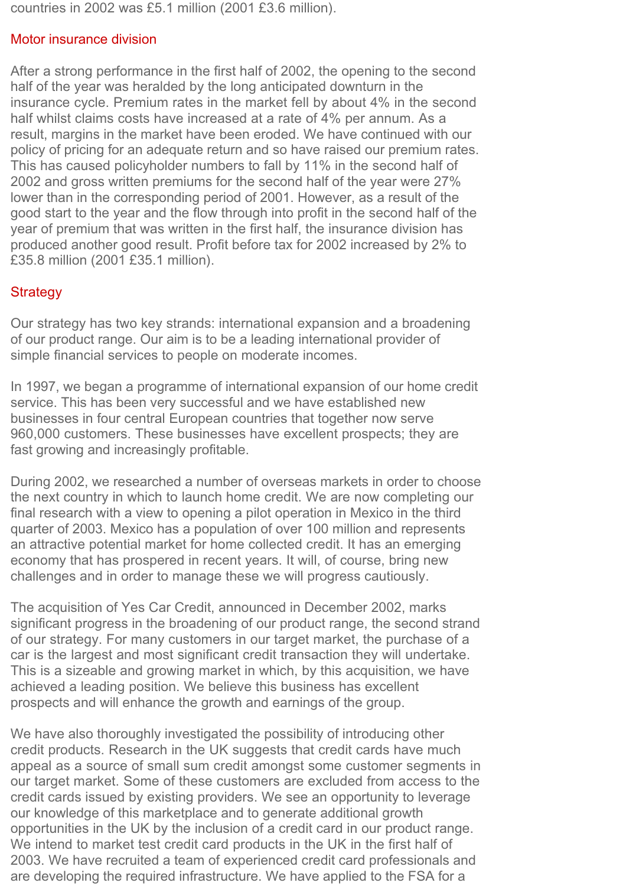countries in 2002 was £5.1 million (2001 £3.6 million).

## Motor insurance division

After a strong performance in the first half of 2002, the opening to the second half of the year was heralded by the long anticipated downturn in the insurance cycle. Premium rates in the market fell by about 4% in the second half whilst claims costs have increased at a rate of 4% per annum. As a result, margins in the market have been eroded. We have continued with our policy of pricing for an adequate return and so have raised our premium rates. This has caused policyholder numbers to fall by 11% in the second half of 2002 and gross written premiums for the second half of the year were 27% lower than in the corresponding period of 2001. However, as a result of the good start to the year and the flow through into profit in the second half of the year of premium that was written in the first half, the insurance division has produced another good result. Profit before tax for 2002 increased by 2% to £35.8 million (2001 £35.1 million).

## Strategy

Our strategy has two key strands: international expansion and a broadening of our product range. Our aim is to be a leading international provider of simple financial services to people on moderate incomes.

In 1997, we began a programme of international expansion of our home credit service. This has been very successful and we have established new businesses in four central European countries that together now serve 960,000 customers. These businesses have excellent prospects; they are fast growing and increasingly profitable.

During 2002, we researched a number of overseas markets in order to choose the next country in which to launch home credit. We are now completing our final research with a view to opening a pilot operation in Mexico in the third quarter of 2003. Mexico has a population of over 100 million and represents an attractive potential market for home collected credit. It has an emerging economy that has prospered in recent years. It will, of course, bring new challenges and in order to manage these we will progress cautiously.

The acquisition of Yes Car Credit, announced in December 2002, marks significant progress in the broadening of our product range, the second strand of our strategy. For many customers in our target market, the purchase of a car is the largest and most significant credit transaction they will undertake. This is a sizeable and growing market in which, by this acquisition, we have achieved a leading position. We believe this business has excellent prospects and will enhance the growth and earnings of the group.

We have also thoroughly investigated the possibility of introducing other credit products. Research in the UK suggests that credit cards have much appeal as a source of small sum credit amongst some customer segments in our target market. Some of these customers are excluded from access to the credit cards issued by existing providers. We see an opportunity to leverage our knowledge of this marketplace and to generate additional growth opportunities in the UK by the inclusion of a credit card in our product range. We intend to market test credit card products in the UK in the first half of 2003. We have recruited a team of experienced credit card professionals and are developing the required infrastructure. We have applied to the FSA for a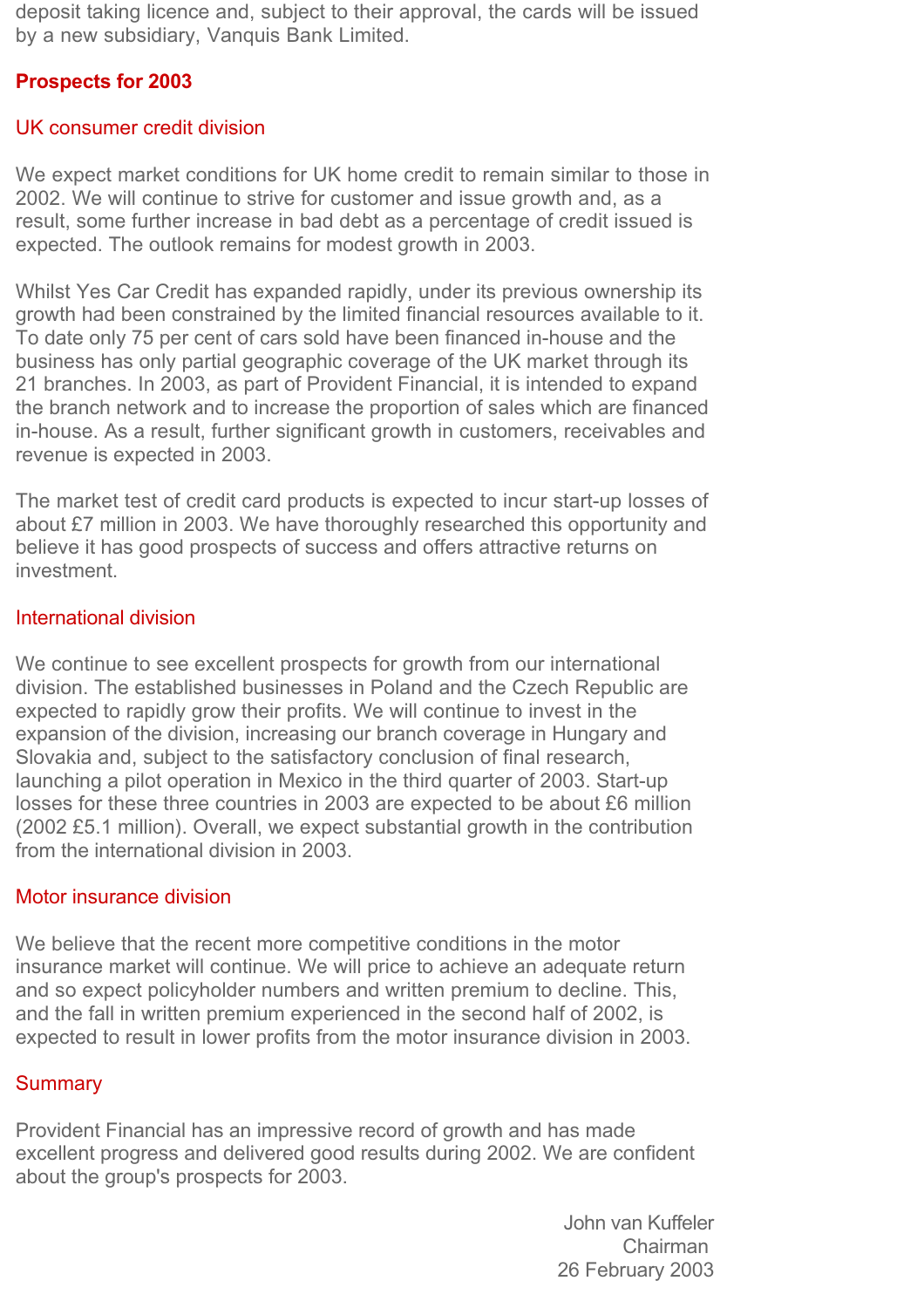deposit taking licence and, subject to their approval, the cards will be issued by a new subsidiary, Vanquis Bank Limited.

## Prospects for 2003

### UK consumer credit division

We expect market conditions for UK home credit to remain similar to those in 2002. We will continue to strive for customer and issue growth and, as a result, some further increase in bad debt as a percentage of credit issued is expected. The outlook remains for modest growth in 2003.

Whilst Yes Car Credit has expanded rapidly, under its previous ownership its growth had been constrained by the limited financial resources available to it. To date only 75 per cent of cars sold have been financed in-house and the business has only partial geographic coverage of the UK market through its 21 branches. In 2003, as part of Provident Financial, it is intended to expand the branch network and to increase the proportion of sales which are financed in-house. As a result, further significant growth in customers, receivables and revenue is expected in 2003.

The market test of credit card products is expected to incur start-up losses of about £7 million in 2003. We have thoroughly researched this opportunity and believe it has good prospects of success and offers attractive returns on investment.

### International division

We continue to see excellent prospects for growth from our international division. The established businesses in Poland and the Czech Republic are expected to rapidly grow their profits. We will continue to invest in the expansion of the division, increasing our branch coverage in Hungary and Slovakia and, subject to the satisfactory conclusion of final research, launching a pilot operation in Mexico in the third quarter of 2003. Start-up losses for these three countries in 2003 are expected to be about £6 million (2002 £5.1 million). Overall, we expect substantial growth in the contribution from the international division in 2003.

### Motor insurance division

We believe that the recent more competitive conditions in the motor insurance market will continue. We will price to achieve an adequate return and so expect policyholder numbers and written premium to decline. This, and the fall in written premium experienced in the second half of 2002, is expected to result in lower profits from the motor insurance division in 2003.

### Summary

Provident Financial has an impressive record of growth and has made excellent progress and delivered good results during 2002. We are confident about the group's prospects for 2003.

John van Kuffeler
Chairman
26 February 2003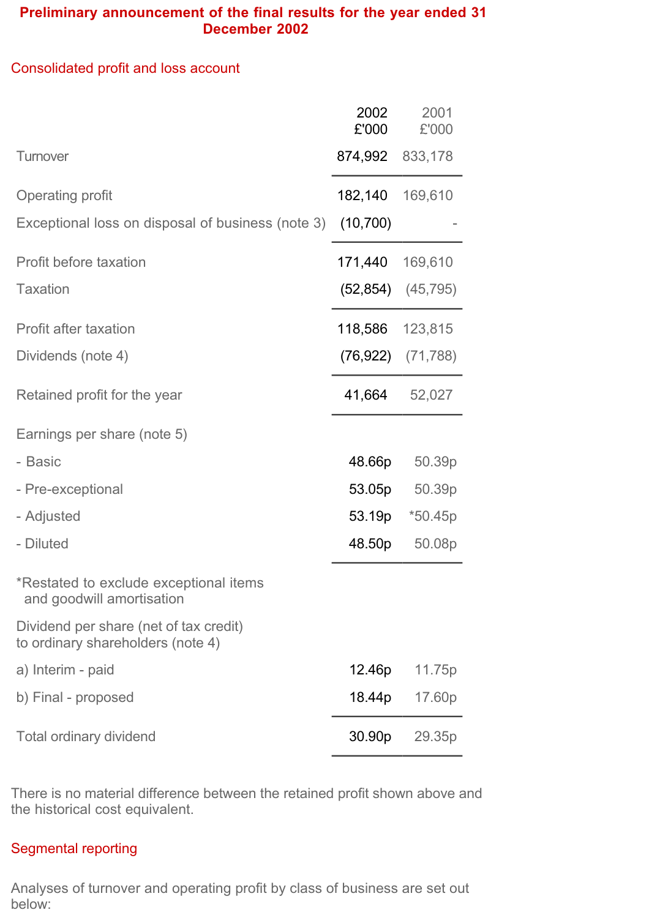# Preliminary announcement of the final results for the year ended 31 December 2002

## Consolidated profit and loss account

| | 2002 £'000 | 2001 £'000 |
|---|---|---|
| Turnover | 874,992 | 833,178 |
| Operating profit | 182,140 | 169,610 |
| Exceptional loss on disposal of business (note 3) | (10,700) | - |
| Profit before taxation | 171,440 | 169,610 |
| Taxation | (52,854) | (45,795) |
| Profit after taxation | 118,586 | 123,815 |
| Dividends (note 4) | (76,922) | (71,788) |
| Retained profit for the year | 41,664 | 52,027 |
| Earnings per share (note 5) | | |
| - Basic | 48.66p | 50.39p |
| - Pre-exceptional | 53.05p | 50.39p |
| - Adjusted | 53.19p | *50.45p |
| - Diluted | 48.50p | 50.08p |

*Restated to exclude exceptional items and goodwill amortisation

| Dividend per share (net of tax credit) to ordinary shareholders (note 4) | 2002 | 2001 |
|---|---|---|
| a) Interim - paid | 12.46p | 11.75p |
| b) Final - proposed | 18.44p | 17.60p |
| Total ordinary dividend | 30.90p | 29.35p |

There is no material difference between the retained profit shown above and the historical cost equivalent.

## Segmental reporting

Analyses of turnover and operating profit by class of business are set out below: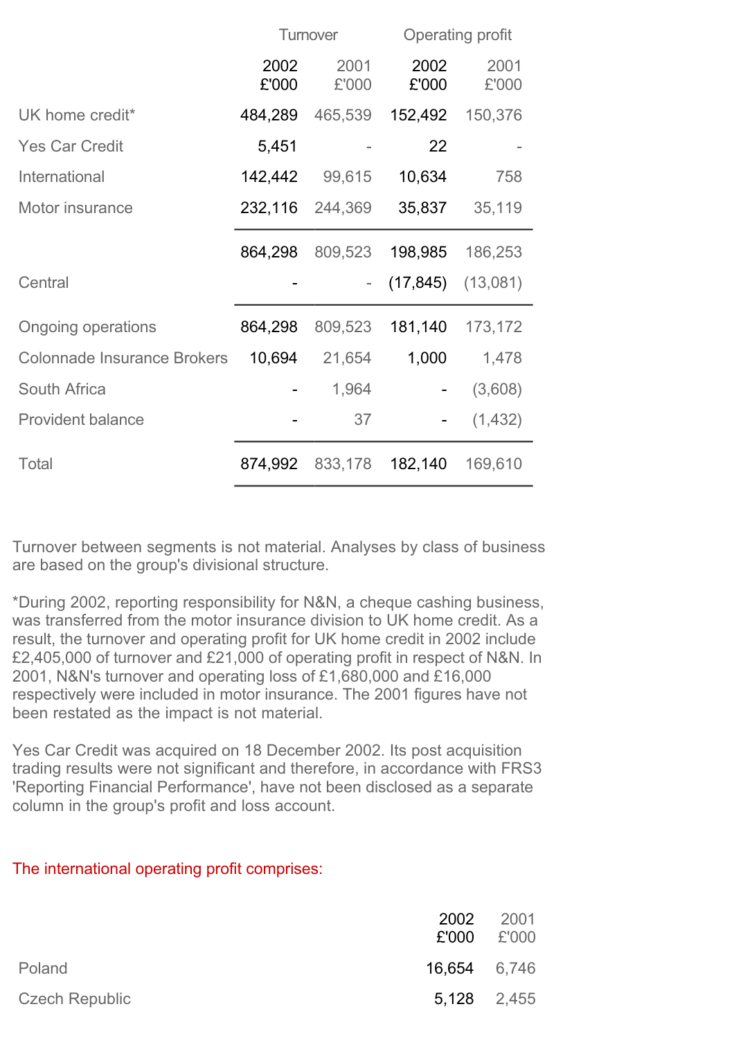| | Turnover | | Operating profit | |
|---|---|---|---|---|
| | 2002 £'000 | 2001 £'000 | 2002 £'000 | 2001 £'000 |
| UK home credit* | 484,289 | 465,539 | 152,492 | 150,376 |
| Yes Car Credit | 5,451 | - | 22 | - |
| International | 142,442 | 99,615 | 10,634 | 758 |
| Motor insurance | 232,116 | 244,369 | 35,837 | 35,119 |
| | 864,298 | 809,523 | 198,985 | 186,253 |
| Central | - | - | (17,845) | (13,081) |
| Ongoing operations | 864,298 | 809,523 | 181,140 | 173,172 |
| Colonnade Insurance Brokers | 10,694 | 21,654 | 1,000 | 1,478 |
| South Africa | - | 1,964 | - | (3,608) |
| Provident balance | - | 37 | - | (1,432) |
| Total | 874,992 | 833,178 | 182,140 | 169,610 |

Turnover between segments is not material. Analyses by class of business are based on the group's divisional structure.

*During 2002, reporting responsibility for N&N, a cheque cashing business, was transferred from the motor insurance division to UK home credit. As a result, the turnover and operating profit for UK home credit in 2002 include £2,405,000 of turnover and £21,000 of operating profit in respect of N&N. In 2001, N&N's turnover and operating loss of £1,680,000 and £16,000 respectively were included in motor insurance. The 2001 figures have not been restated as the impact is not material.

Yes Car Credit was acquired on 18 December 2002. Its post acquisition trading results were not significant and therefore, in accordance with FRS3 'Reporting Financial Performance', have not been disclosed as a separate column in the group's profit and loss account.

The international operating profit comprises:

| | 2002 £'000 | 2001 £'000 |
|---|---|---|
| Poland | 16,654 | 6,746 |
| Czech Republic | 5,128 | 2,455 |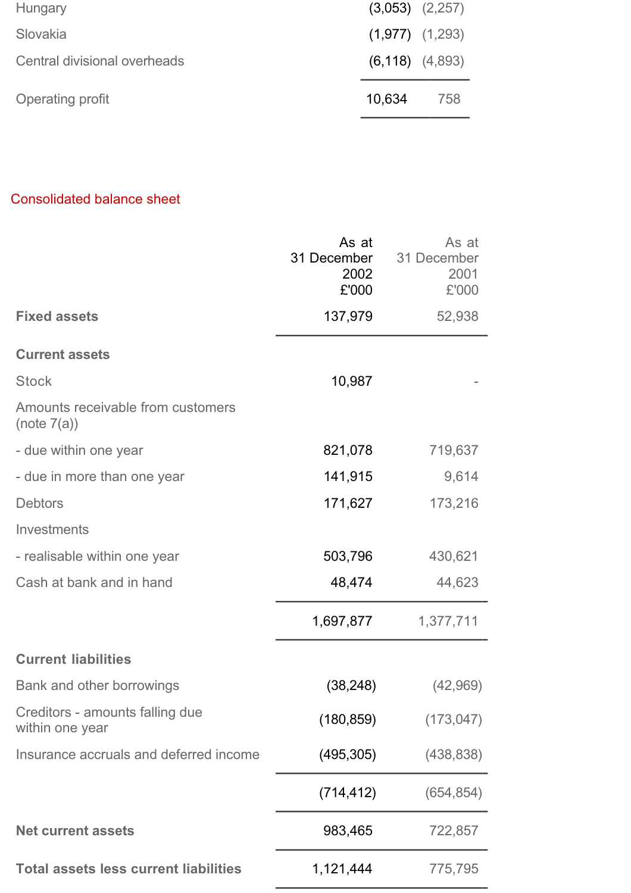| | | |
|---|---|---|
| Hungary | (3,053) | (2,257) |
| Slovakia | (1,977) | (1,293) |
| Central divisional overheads | (6,118) | (4,893) |
| Operating profit | 10,634 | 758 |

## Consolidated balance sheet

| | As at 31 December 2002 £'000 | As at 31 December 2001 £'000 |
|---|---|---|
| **Fixed assets** | 137,979 | 52,938 |
| **Current assets** | | |
| Stock | 10,987 | - |
| Amounts receivable from customers (note 7(a)) | | |
| - due within one year | 821,078 | 719,637 |
| - due in more than one year | 141,915 | 9,614 |
| Debtors | 171,627 | 173,216 |
| Investments | | |
| - realisable within one year | 503,796 | 430,621 |
| Cash at bank and in hand | 48,474 | 44,623 |
| | 1,697,877 | 1,377,711 |
| **Current liabilities** | | |
| Bank and other borrowings | (38,248) | (42,969) |
| Creditors - amounts falling due within one year | (180,859) | (173,047) |
| Insurance accruals and deferred income | (495,305) | (438,838) |
| | (714,412) | (654,854) |
| **Net current assets** | 983,465 | 722,857 |
| **Total assets less current liabilities** | 1,121,444 | 775,795 |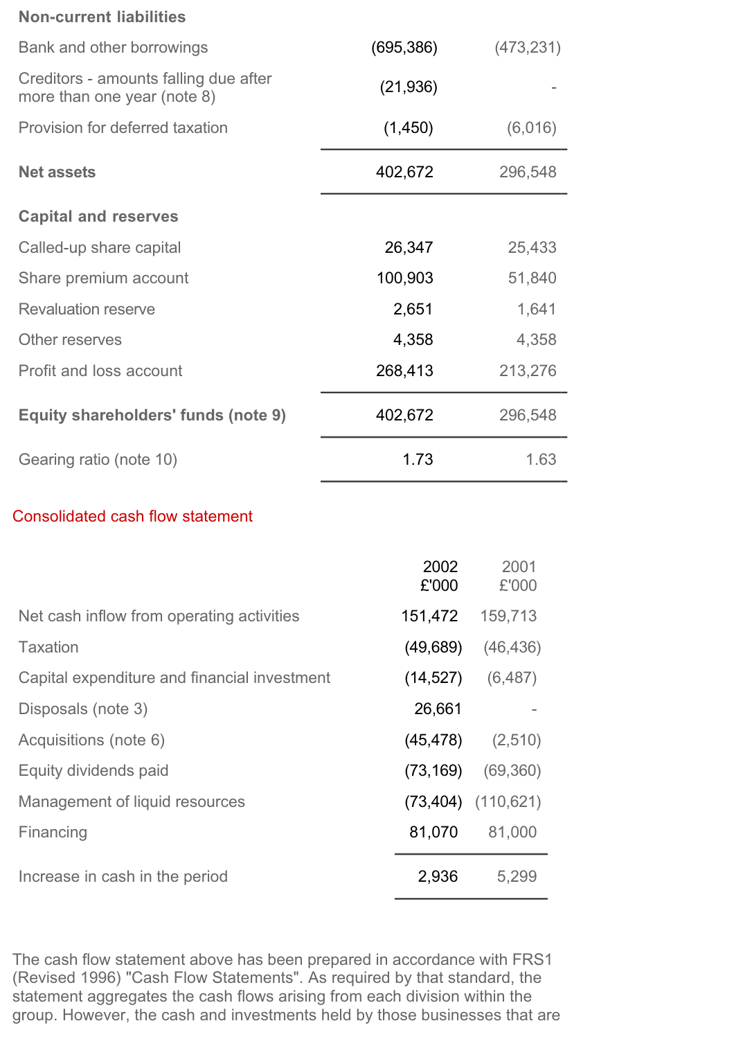| | | |
|---|---|---|
| **Non-current liabilities** | | |
| Bank and other borrowings | (695,386) | (473,231) |
| Creditors - amounts falling due after more than one year (note 8) | (21,936) | - |
| Provision for deferred taxation | (1,450) | (6,016) |
| **Net assets** | 402,672 | 296,548 |
| **Capital and reserves** | | |
| Called-up share capital | 26,347 | 25,433 |
| Share premium account | 100,903 | 51,840 |
| Revaluation reserve | 2,651 | 1,641 |
| Other reserves | 4,358 | 4,358 |
| Profit and loss account | 268,413 | 213,276 |
| **Equity shareholders' funds (note 9)** | 402,672 | 296,548 |
| Gearing ratio (note 10) | 1.73 | 1.63 |

## Consolidated cash flow statement

| | 2002 £'000 | 2001 £'000 |
|---|---|---|
| Net cash inflow from operating activities | 151,472 | 159,713 |
| Taxation | (49,689) | (46,436) |
| Capital expenditure and financial investment | (14,527) | (6,487) |
| Disposals (note 3) | 26,661 | - |
| Acquisitions (note 6) | (45,478) | (2,510) |
| Equity dividends paid | (73,169) | (69,360) |
| Management of liquid resources | (73,404) | (110,621) |
| Financing | 81,070 | 81,000 |
| Increase in cash in the period | 2,936 | 5,299 |

The cash flow statement above has been prepared in accordance with FRS1 (Revised 1996) "Cash Flow Statements". As required by that standard, the statement aggregates the cash flows arising from each division within the group. However, the cash and investments held by those businesses that are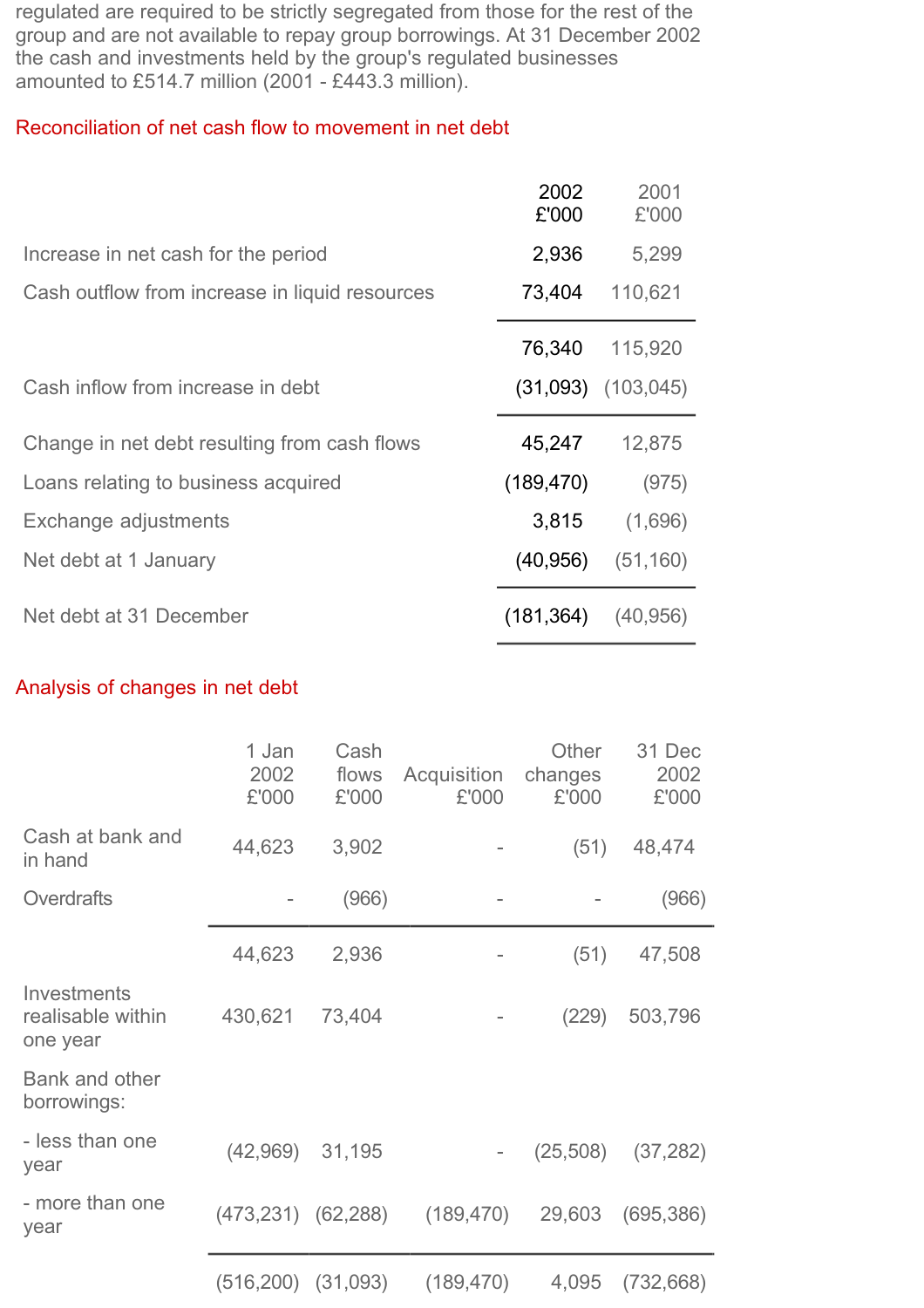regulated are required to be strictly segregated from those for the rest of the group and are not available to repay group borrowings. At 31 December 2002 the cash and investments held by the group's regulated businesses amounted to £514.7 million (2001 - £443.3 million).

## Reconciliation of net cash flow to movement in net debt

| | 2002 £'000 | 2001 £'000 |
|---|---|---|
| Increase in net cash for the period | 2,936 | 5,299 |
| Cash outflow from increase in liquid resources | 73,404 | 110,621 |
| | 76,340 | 115,920 |
| Cash inflow from increase in debt | (31,093) | (103,045) |
| Change in net debt resulting from cash flows | 45,247 | 12,875 |
| Loans relating to business acquired | (189,470) | (975) |
| Exchange adjustments | 3,815 | (1,696) |
| Net debt at 1 January | (40,956) | (51,160) |
| Net debt at 31 December | (181,364) | (40,956) |

## Analysis of changes in net debt

| | 1 Jan 2002 £'000 | Cash flows £'000 | Acquisition £'000 | Other changes £'000 | 31 Dec 2002 £'000 |
|---|---|---|---|---|---|
| Cash at bank and in hand | 44,623 | 3,902 | - | (51) | 48,474 |
| Overdrafts | - | (966) | - | - | (966) |
| | 44,623 | 2,936 | - | (51) | 47,508 |
| Investments realisable within one year | 430,621 | 73,404 | - | (229) | 503,796 |
| Bank and other borrowings: | | | | | |
| - less than one year | (42,969) | 31,195 | - | (25,508) | (37,282) |
| - more than one year | (473,231) | (62,288) | (189,470) | 29,603 | (695,386) |
| | (516,200) | (31,093) | (189,470) | 4,095 | (732,668) |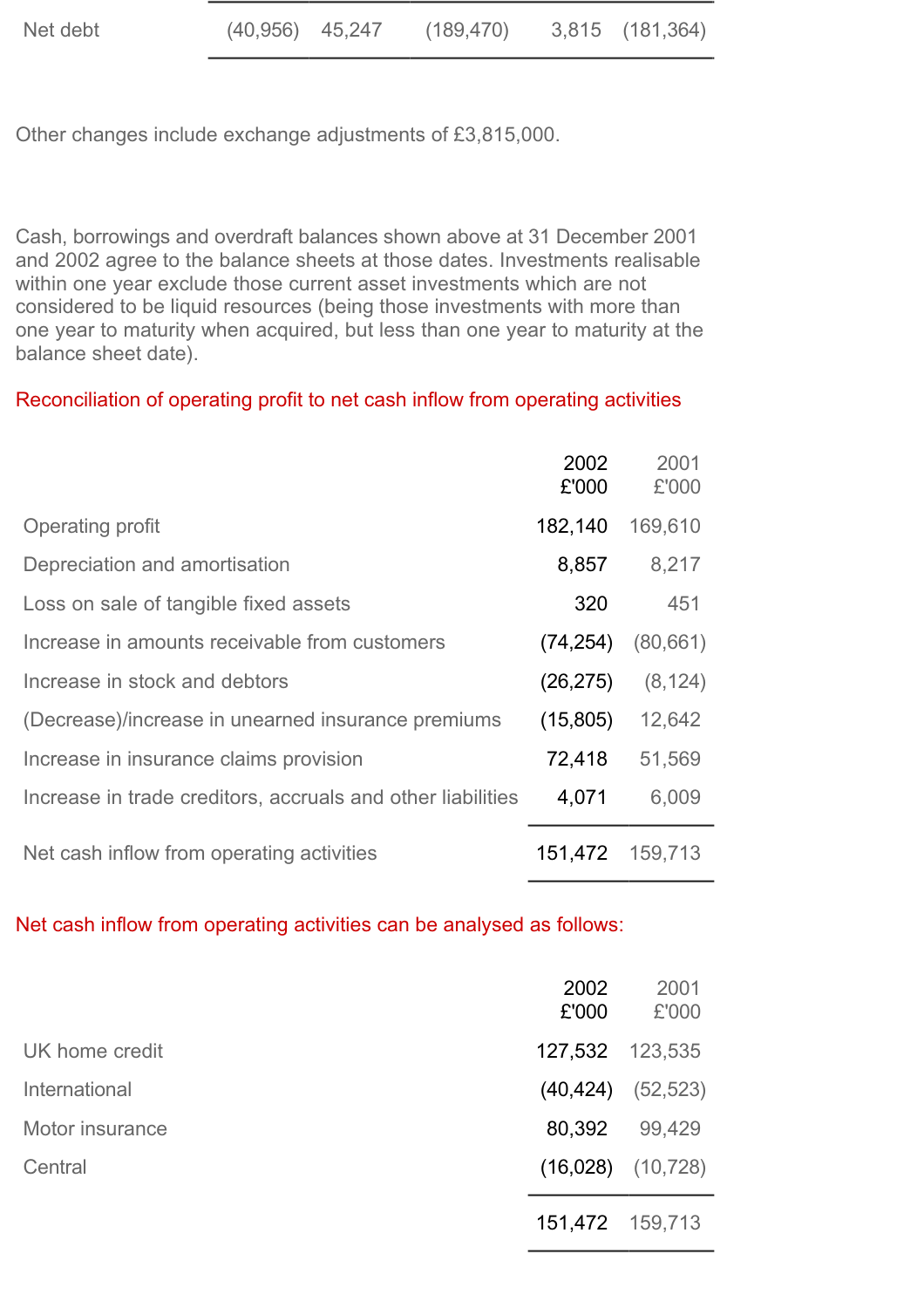| Net debt | (40,956) | 45,247 | (189,470) | 3,815 | (181,364) |
|---|---|---|---|---|---|

Other changes include exchange adjustments of £3,815,000.

Cash, borrowings and overdraft balances shown above at 31 December 2001 and 2002 agree to the balance sheets at those dates. Investments realisable within one year exclude those current asset investments which are not considered to be liquid resources (being those investments with more than one year to maturity when acquired, but less than one year to maturity at the balance sheet date).

## Reconciliation of operating profit to net cash inflow from operating activities

| | 2002 £'000 | 2001 £'000 |
|---|---|---|
| Operating profit | 182,140 | 169,610 |
| Depreciation and amortisation | 8,857 | 8,217 |
| Loss on sale of tangible fixed assets | 320 | 451 |
| Increase in amounts receivable from customers | (74,254) | (80,661) |
| Increase in stock and debtors | (26,275) | (8,124) |
| (Decrease)/increase in unearned insurance premiums | (15,805) | 12,642 |
| Increase in insurance claims provision | 72,418 | 51,569 |
| Increase in trade creditors, accruals and other liabilities | 4,071 | 6,009 |
| Net cash inflow from operating activities | 151,472 | 159,713 |

## Net cash inflow from operating activities can be analysed as follows:

| | 2002 £'000 | 2001 £'000 |
|---|---|---|
| UK home credit | 127,532 | 123,535 |
| International | (40,424) | (52,523) |
| Motor insurance | 80,392 | 99,429 |
| Central | (16,028) | (10,728) |
| | 151,472 | 159,713 |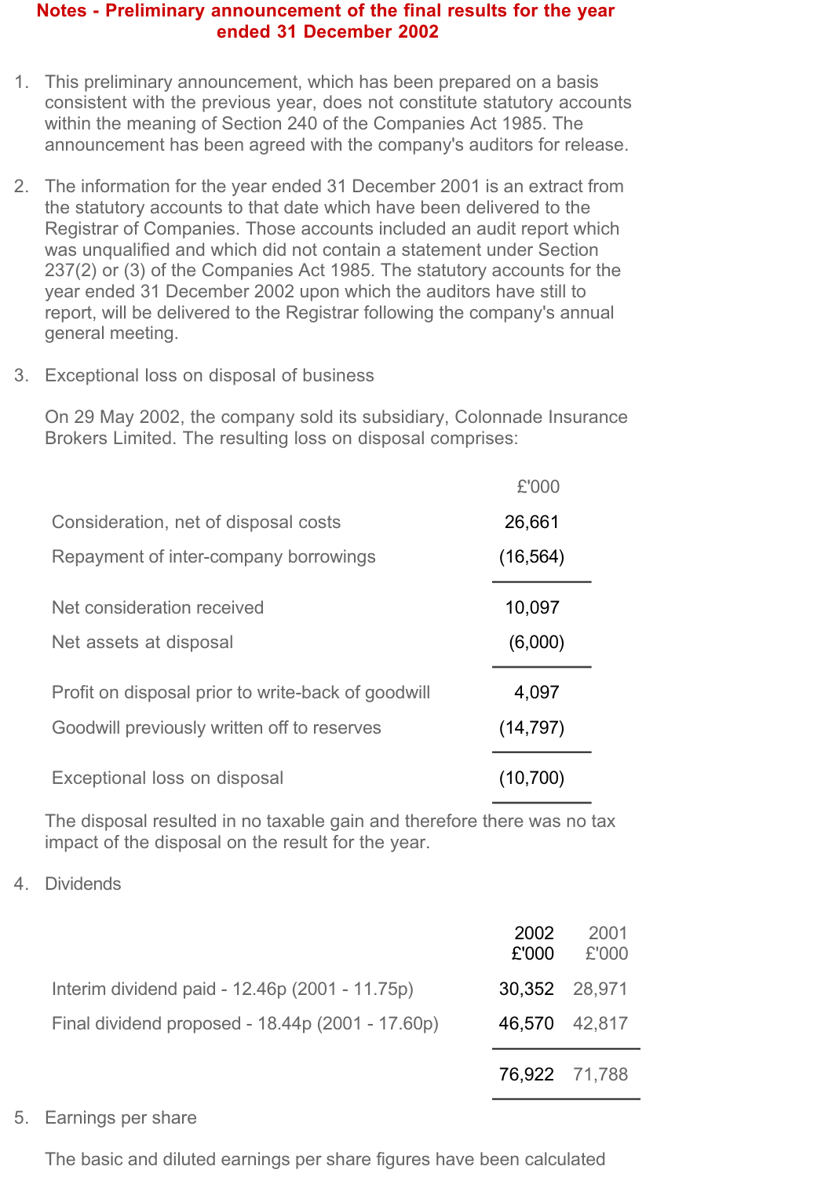# Notes - Preliminary announcement of the final results for the year ended 31 December 2002

1. This preliminary announcement, which has been prepared on a basis consistent with the previous year, does not constitute statutory accounts within the meaning of Section 240 of the Companies Act 1985. The announcement has been agreed with the company's auditors for release.

2. The information for the year ended 31 December 2001 is an extract from the statutory accounts to that date which have been delivered to the Registrar of Companies. Those accounts included an audit report which was unqualified and which did not contain a statement under Section 237(2) or (3) of the Companies Act 1985. The statutory accounts for the year ended 31 December 2002 upon which the auditors have still to report, will be delivered to the Registrar following the company's annual general meeting.

3. Exceptional loss on disposal of business

   On 29 May 2002, the company sold its subsidiary, Colonnade Insurance Brokers Limited. The resulting loss on disposal comprises:

| | £'000 |
|---|---|
| Consideration, net of disposal costs | 26,661 |
| Repayment of inter-company borrowings | (16,564) |
| Net consideration received | 10,097 |
| Net assets at disposal | (6,000) |
| Profit on disposal prior to write-back of goodwill | 4,097 |
| Goodwill previously written off to reserves | (14,797) |
| Exceptional loss on disposal | (10,700) |

   The disposal resulted in no taxable gain and therefore there was no tax impact of the disposal on the result for the year.

4. Dividends

| | 2002 £'000 | 2001 £'000 |
|---|---|---|
| Interim dividend paid - 12.46p (2001 - 11.75p) | 30,352 | 28,971 |
| Final dividend proposed - 18.44p (2001 - 17.60p) | 46,570 | 42,817 |
| | 76,922 | 71,788 |

5. Earnings per share

   The basic and diluted earnings per share figures have been calculated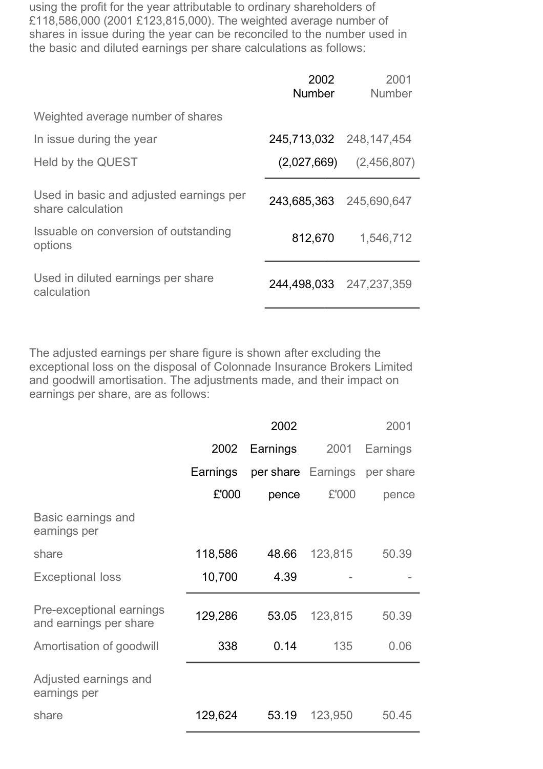using the profit for the year attributable to ordinary shareholders of £118,586,000 (2001 £123,815,000). The weighted average number of shares in issue during the year can be reconciled to the number used in the basic and diluted earnings per share calculations as follows:

| | 2002 Number | 2001 Number |
|---|---|---|
| Weighted average number of shares | | |
| In issue during the year | 245,713,032 | 248,147,454 |
| Held by the QUEST | (2,027,669) | (2,456,807) |
| Used in basic and adjusted earnings per share calculation | 243,685,363 | 245,690,647 |
| Issuable on conversion of outstanding options | 812,670 | 1,546,712 |
| Used in diluted earnings per share calculation | 244,498,033 | 247,237,359 |

The adjusted earnings per share figure is shown after excluding the exceptional loss on the disposal of Colonnade Insurance Brokers Limited and goodwill amortisation. The adjustments made, and their impact on earnings per share, are as follows:

| | 2002 Earnings £'000 | 2002 Earnings per share pence | 2001 Earnings £'000 | 2001 Earnings per share pence |
|---|---|---|---|---|
| Basic earnings and earnings per share | 118,586 | 48.66 | 123,815 | 50.39 |
| Exceptional loss | 10,700 | 4.39 | - | - |
| Pre-exceptional earnings and earnings per share | 129,286 | 53.05 | 123,815 | 50.39 |
| Amortisation of goodwill | 338 | 0.14 | 135 | 0.06 |
| Adjusted earnings and earnings per share | 129,624 | 53.19 | 123,950 | 50.45 |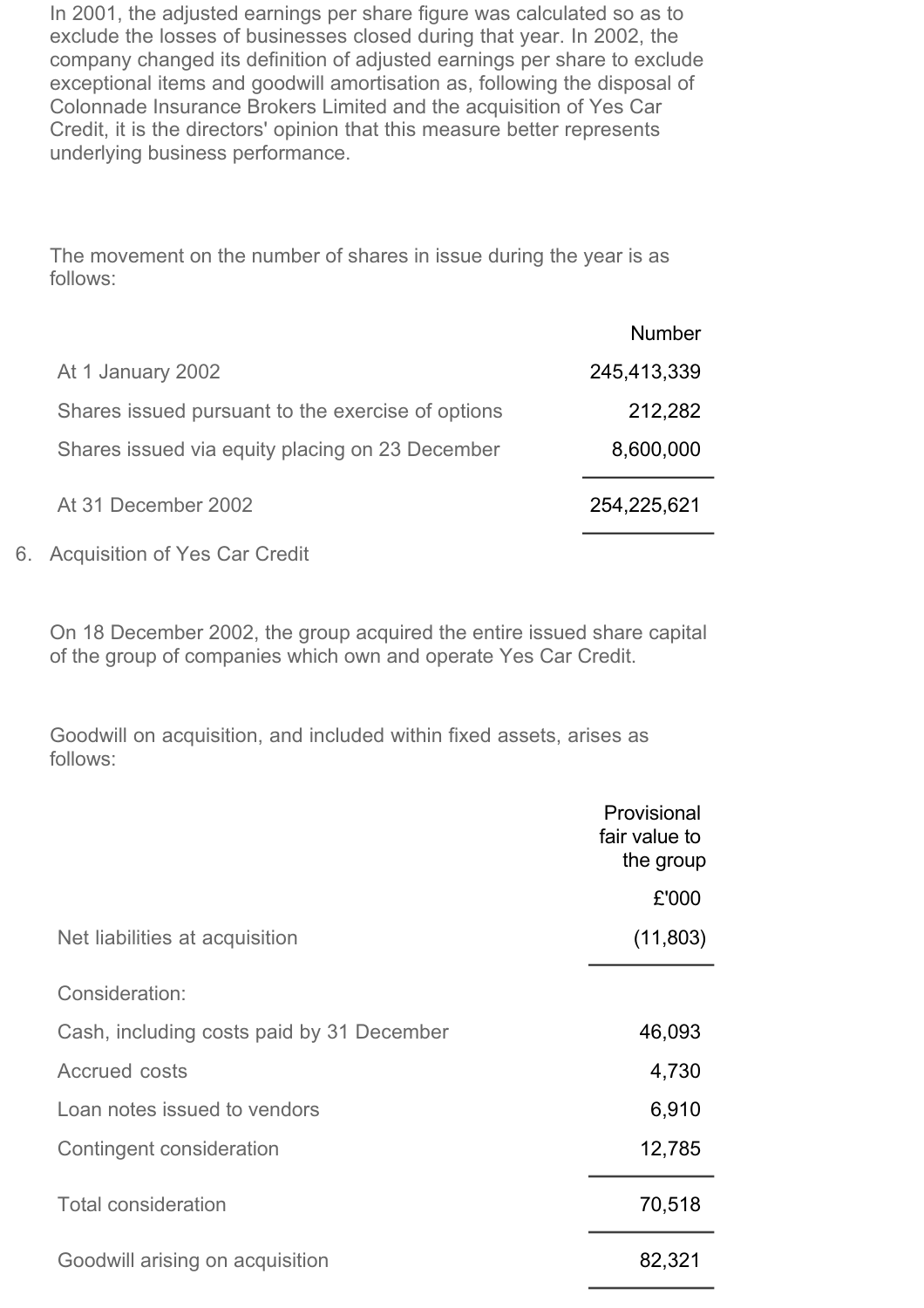In 2001, the adjusted earnings per share figure was calculated so as to exclude the losses of businesses closed during that year. In 2002, the company changed its definition of adjusted earnings per share to exclude exceptional items and goodwill amortisation as, following the disposal of Colonnade Insurance Brokers Limited and the acquisition of Yes Car Credit, it is the directors' opinion that this measure better represents underlying business performance.

The movement on the number of shares in issue during the year is as follows:

| | Number |
|---|---|
| At 1 January 2002 | 245,413,339 |
| Shares issued pursuant to the exercise of options | 212,282 |
| Shares issued via equity placing on 23 December | 8,600,000 |
| At 31 December 2002 | 254,225,621 |

6. Acquisition of Yes Car Credit

On 18 December 2002, the group acquired the entire issued share capital of the group of companies which own and operate Yes Car Credit.

Goodwill on acquisition, and included within fixed assets, arises as follows:

| | Provisional fair value to the group |
|---|---|
| | £'000 |
| Net liabilities at acquisition | (11,803) |
| Consideration: | |
| Cash, including costs paid by 31 December | 46,093 |
| Accrued costs | 4,730 |
| Loan notes issued to vendors | 6,910 |
| Contingent consideration | 12,785 |
| Total consideration | 70,518 |
| Goodwill arising on acquisition | 82,321 |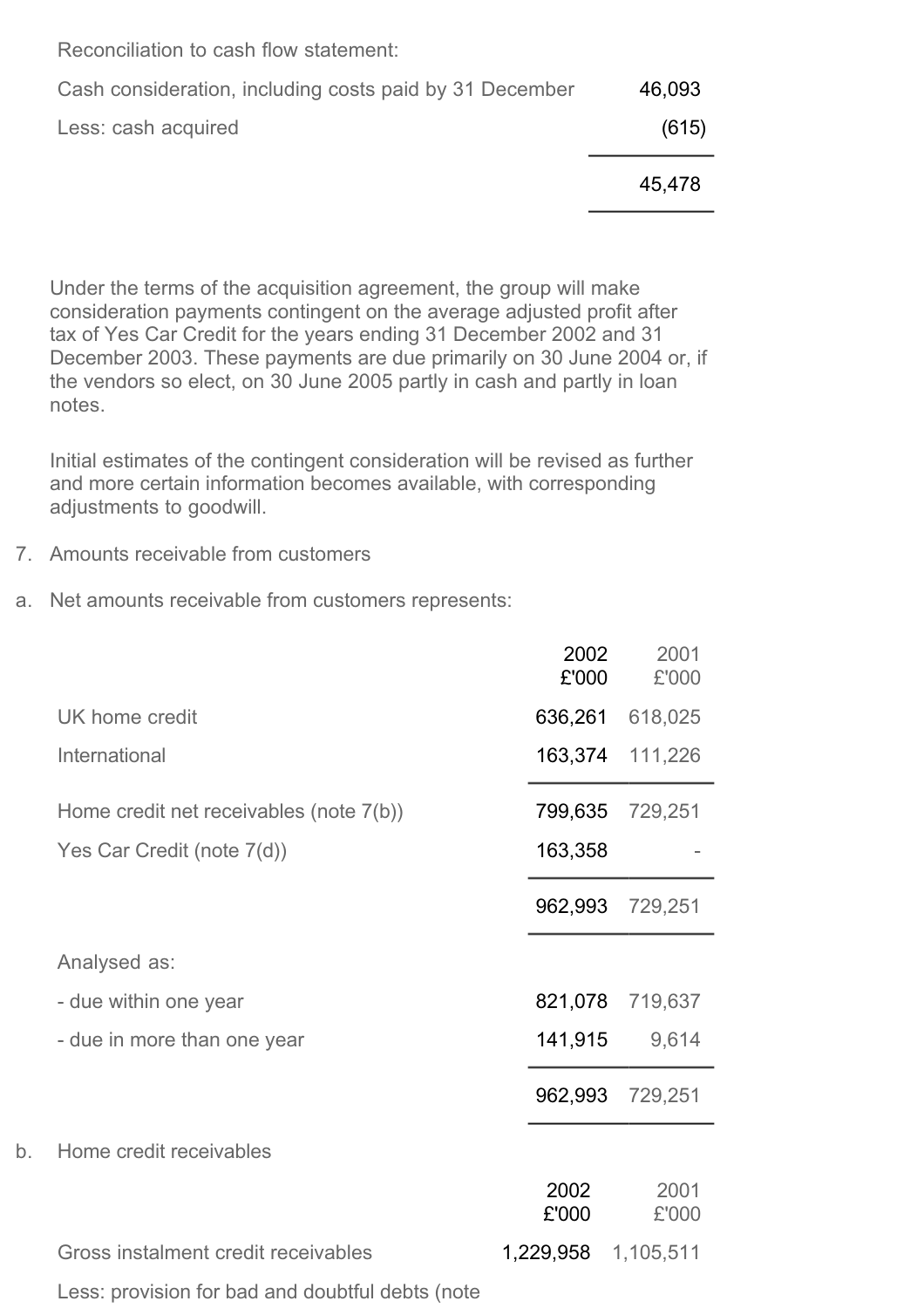Reconciliation to cash flow statement:

| | |
|---|---|
| Cash consideration, including costs paid by 31 December | 46,093 |
| Less: cash acquired | (615) |
| | 45,478 |

Under the terms of the acquisition agreement, the group will make consideration payments contingent on the average adjusted profit after tax of Yes Car Credit for the years ending 31 December 2002 and 31 December 2003. These payments are due primarily on 30 June 2004 or, if the vendors so elect, on 30 June 2005 partly in cash and partly in loan notes.

Initial estimates of the contingent consideration will be revised as further and more certain information becomes available, with corresponding adjustments to goodwill.

7. Amounts receivable from customers

a. Net amounts receivable from customers represents:

| | 2002 £'000 | 2001 £'000 |
|---|---|---|
| UK home credit | 636,261 | 618,025 |
| International | 163,374 | 111,226 |
| Home credit net receivables (note 7(b)) | 799,635 | 729,251 |
| Yes Car Credit (note 7(d)) | 163,358 | - |
| | 962,993 | 729,251 |
| Analysed as: | | |
| - due within one year | 821,078 | 719,637 |
| - due in more than one year | 141,915 | 9,614 |
| | 962,993 | 729,251 |

b. Home credit receivables

| | 2002 £'000 | 2001 £'000 |
|---|---|---|
| Gross instalment credit receivables | 1,229,958 | 1,105,511 |
| Less: provision for bad and doubtful debts (note | | |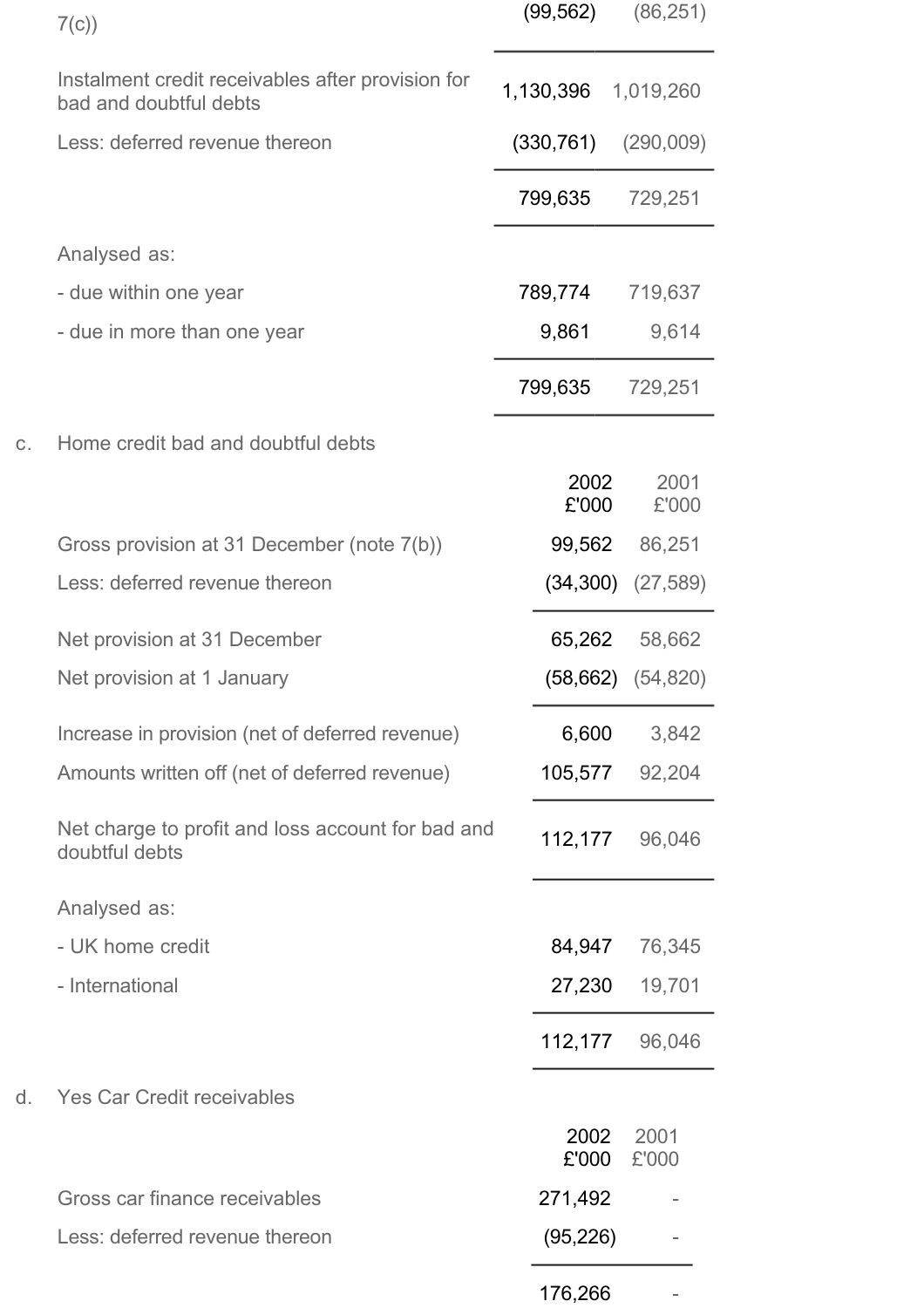| | | |
|---|---|---|
| 7(c)) | (99,562) | (86,251) |
| Instalment credit receivables after provision for bad and doubtful debts | 1,130,396 | 1,019,260 |
| Less: deferred revenue thereon | (330,761) | (290,009) |
| | 799,635 | 729,251 |
| Analysed as: | | |
| - due within one year | 789,774 | 719,637 |
| - due in more than one year | 9,861 | 9,614 |
| | 799,635 | 729,251 |

c. Home credit bad and doubtful debts

| | 2002 £'000 | 2001 £'000 |
|---|---|---|
| Gross provision at 31 December (note 7(b)) | 99,562 | 86,251 |
| Less: deferred revenue thereon | (34,300) | (27,589) |
| Net provision at 31 December | 65,262 | 58,662 |
| Net provision at 1 January | (58,662) | (54,820) |
| Increase in provision (net of deferred revenue) | 6,600 | 3,842 |
| Amounts written off (net of deferred revenue) | 105,577 | 92,204 |
| Net charge to profit and loss account for bad and doubtful debts | 112,177 | 96,046 |
| Analysed as: | | |
| - UK home credit | 84,947 | 76,345 |
| - International | 27,230 | 19,701 |
| | 112,177 | 96,046 |

d. Yes Car Credit receivables

| | 2002 £'000 | 2001 £'000 |
|---|---|---|
| Gross car finance receivables | 271,492 | - |
| Less: deferred revenue thereon | (95,226) | - |
| | 176,266 | - |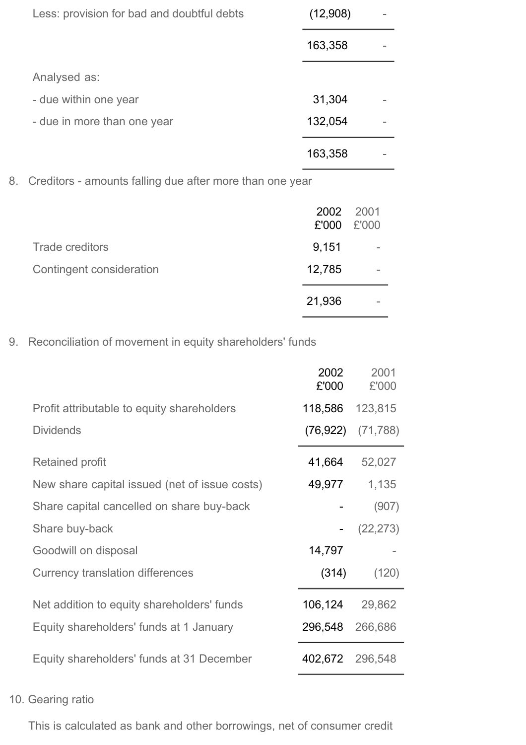| | | |
|---|---|---|
| Less: provision for bad and doubtful debts | (12,908) | - |
| | 163,358 | - |
| Analysed as: | | |
| - due within one year | 31,304 | - |
| - due in more than one year | 132,054 | - |
| | 163,358 | - |

8. Creditors - amounts falling due after more than one year

| | 2002 £'000 | 2001 £'000 |
|---|---|---|
| Trade creditors | 9,151 | - |
| Contingent consideration | 12,785 | - |
| | 21,936 | - |

9. Reconciliation of movement in equity shareholders' funds

| | 2002 £'000 | 2001 £'000 |
|---|---|---|
| Profit attributable to equity shareholders | 118,586 | 123,815 |
| Dividends | (76,922) | (71,788) |
| Retained profit | 41,664 | 52,027 |
| New share capital issued (net of issue costs) | 49,977 | 1,135 |
| Share capital cancelled on share buy-back | - | (907) |
| Share buy-back | - | (22,273) |
| Goodwill on disposal | 14,797 | - |
| Currency translation differences | (314) | (120) |
| Net addition to equity shareholders' funds | 106,124 | 29,862 |
| Equity shareholders' funds at 1 January | 296,548 | 266,686 |
| Equity shareholders' funds at 31 December | 402,672 | 296,548 |

10. Gearing ratio

This is calculated as bank and other borrowings, net of consumer credit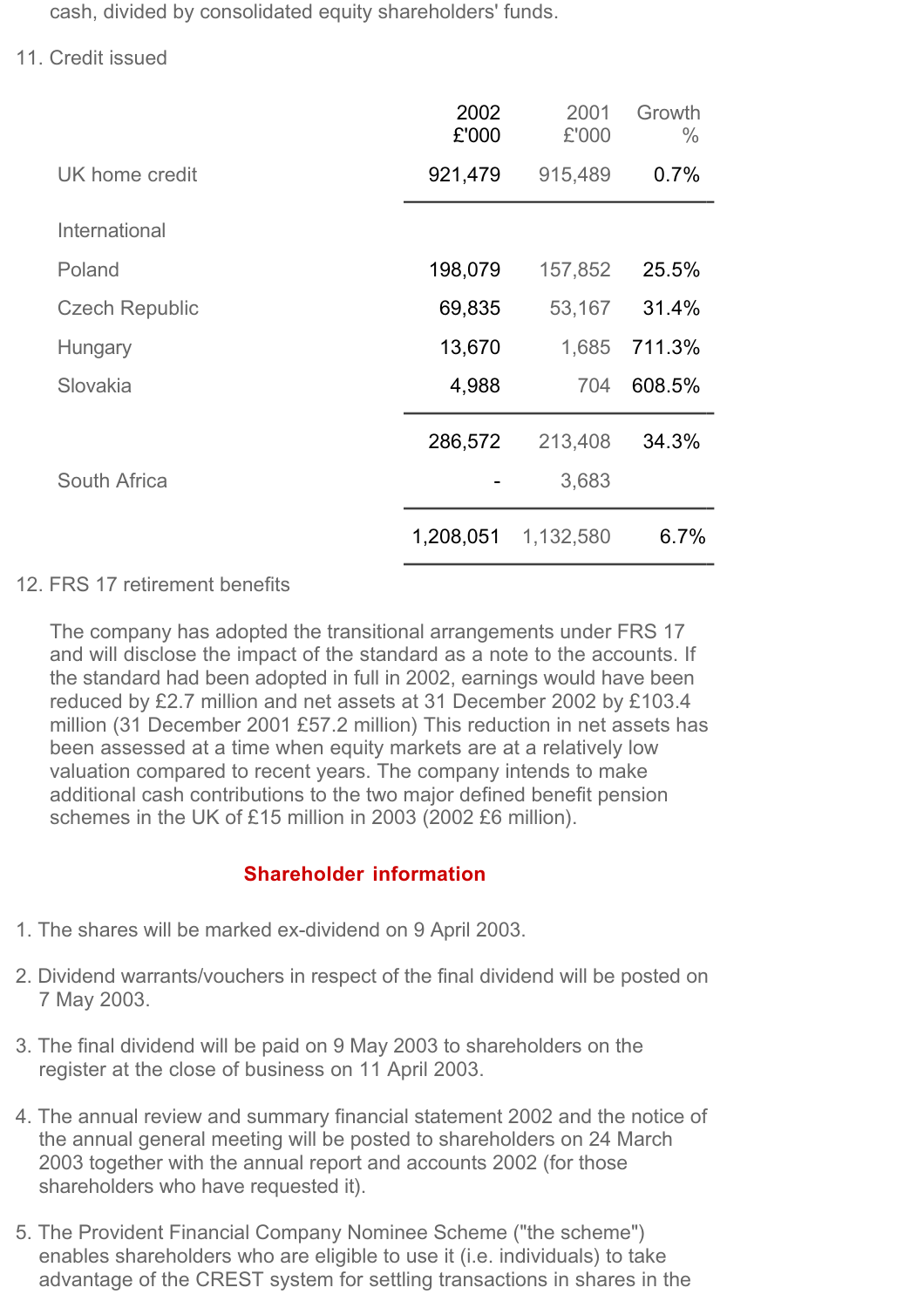cash, divided by consolidated equity shareholders' funds.

11. Credit issued

| | 2002 £'000 | 2001 £'000 | Growth % |
|---|---|---|---|
| UK home credit | 921,479 | 915,489 | 0.7% |
| International | | | |
| Poland | 198,079 | 157,852 | 25.5% |
| Czech Republic | 69,835 | 53,167 | 31.4% |
| Hungary | 13,670 | 1,685 | 711.3% |
| Slovakia | 4,988 | 704 | 608.5% |
| | 286,572 | 213,408 | 34.3% |
| South Africa | - | 3,683 | |
| | 1,208,051 | 1,132,580 | 6.7% |

12. FRS 17 retirement benefits

The company has adopted the transitional arrangements under FRS 17 and will disclose the impact of the standard as a note to the accounts. If the standard had been adopted in full in 2002, earnings would have been reduced by £2.7 million and net assets at 31 December 2002 by £103.4 million (31 December 2001 £57.2 million) This reduction in net assets has been assessed at a time when equity markets are at a relatively low valuation compared to recent years. The company intends to make additional cash contributions to the two major defined benefit pension schemes in the UK of £15 million in 2003 (2002 £6 million).

## Shareholder information

1. The shares will be marked ex-dividend on 9 April 2003.

2. Dividend warrants/vouchers in respect of the final dividend will be posted on 7 May 2003.

3. The final dividend will be paid on 9 May 2003 to shareholders on the register at the close of business on 11 April 2003.

4. The annual review and summary financial statement 2002 and the notice of the annual general meeting will be posted to shareholders on 24 March 2003 together with the annual report and accounts 2002 (for those shareholders who have requested it).

5. The Provident Financial Company Nominee Scheme ("the scheme") enables shareholders who are eligible to use it (i.e. individuals) to take advantage of the CREST system for settling transactions in shares in the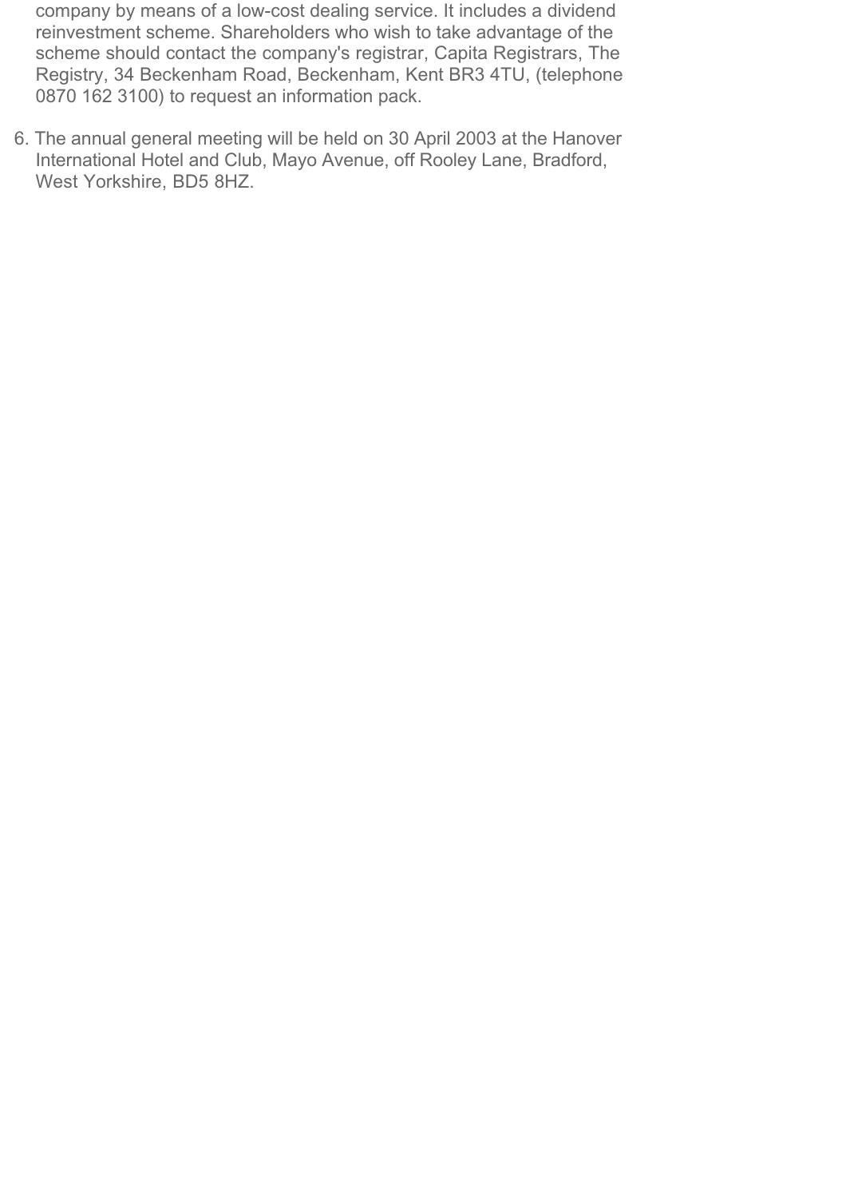company by means of a low-cost dealing service. It includes a dividend reinvestment scheme. Shareholders who wish to take advantage of the scheme should contact the company's registrar, Capita Registrars, The Registry, 34 Beckenham Road, Beckenham, Kent BR3 4TU, (telephone 0870 162 3100) to request an information pack.

6. The annual general meeting will be held on 30 April 2003 at the Hanover International Hotel and Club, Mayo Avenue, off Rooley Lane, Bradford, West Yorkshire, BD5 8HZ.